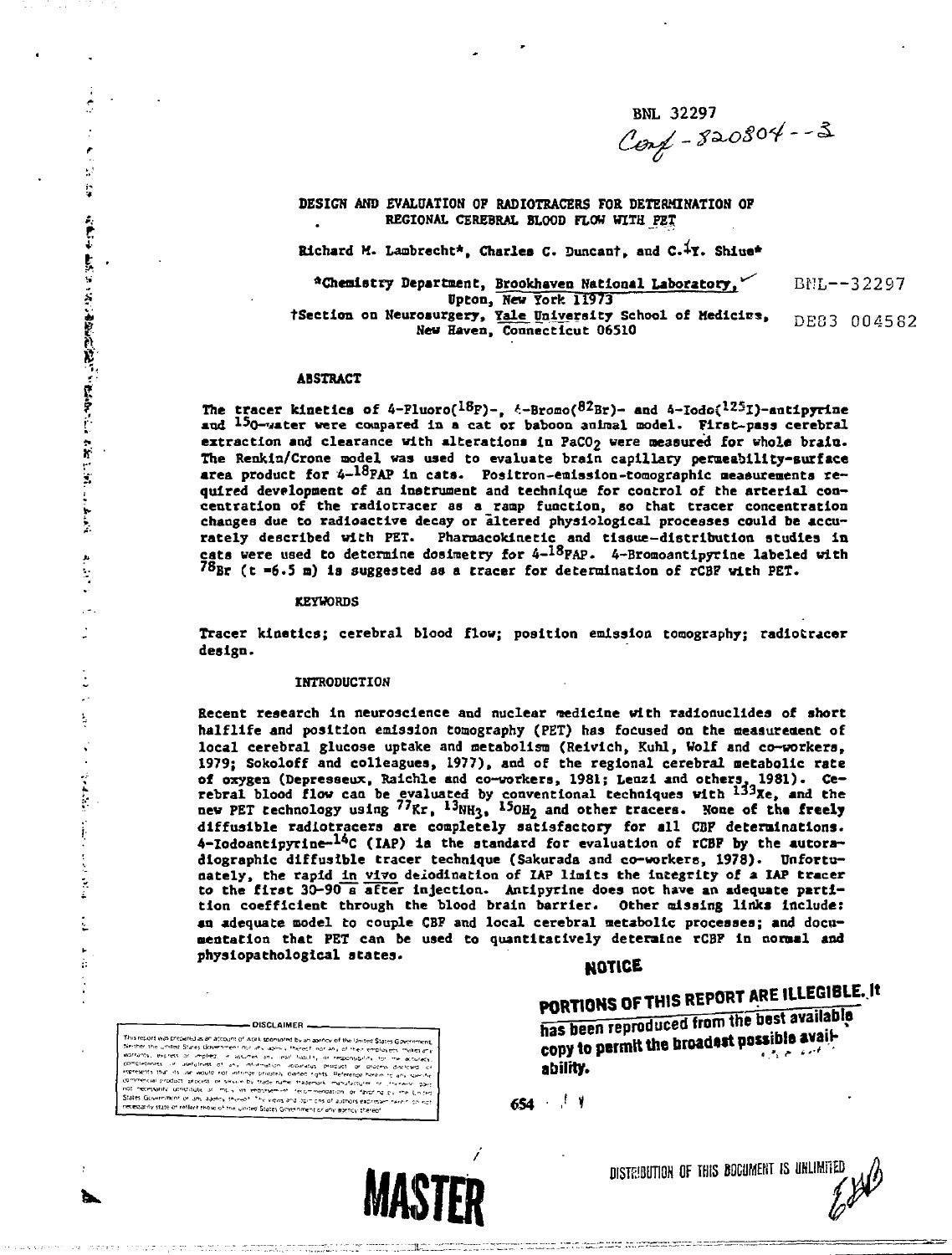BNL 32297

Conf-820804--3

# DESIGN AND EVALUATION OF RADIOTRACERS FOR DETERMINATION OF REGIONAL CEREBRAL BLOOD FLOW WITH PET

Richard M. Lambrecht*, Charles C. Duncan†, and C.-Y. Shiue*

*Chemistry Department, Brookhaven National Laboratory, Upton, New York 11973

†Section on Neurosurgery, Yale University School of Medicine, New Haven, Connecticut 06510

BNL--32297

DE83 004582

## ABSTRACT

The tracer kinetics of 4-Fluoro($^{18}$F)-, 4-Bromo($^{82}$Br)- and 4-Iodo($^{125}$I)-antipyrine and $^{15}$O-water were compared in a cat or baboon animal model. First-pass cerebral extraction and clearance with alterations in $PaCO_2$ were measured for whole brain. The Renkin/Crone model was used to evaluate brain capillary permeability-surface area product for 4-$^{18}$FAP in cats. Positron-emission-tomographic measurements required development of an instrument and technique for control of the arterial concentration of the radiotracer as a ramp function, so that tracer concentration changes due to radioactive decay or altered physiological processes could be accurately described with PET. Pharmacokinetic and tissue-distribution studies in cats were used to determine dosimetry for 4-$^{18}$FAP. 4-Bromoantipyrine labeled with $^{75}$Br ($t$ =6.5 m) is suggested as a tracer for determination of rCBF with PET.

## KEYWORDS

Tracer kinetics; cerebral blood flow; position emission tomography; radiotracer design.

## INTRODUCTION

Recent research in neuroscience and nuclear medicine with radionuclides of short halflife and position emission tomography (PET) has focused on the measurement of local cerebral glucose uptake and metabolism (Reivich, Kuhl, Wolf and co-workers, 1979; Sokoloff and colleagues, 1977), and of the regional cerebral metabolic rate of oxygen (Depresseux, Raichle and co-workers, 1981; Lenzi and others, 1981). Cerebral blood flow can be evaluated by conventional techniques with $^{133}$Xe, and the new PET technology using $^{77}$Kr, $^{13}NH_3$, $^{15}OH_2$ and other tracers. None of the freely diffusible radiotracers are completely satisfactory for all CBF determinations. 4-Iodoantipyrine-$^{14}$C (IAP) is the standard for evaluation of rCBF by the autoradiographic diffusible tracer technique (Sakurada and co-workers, 1978). Unfortunately, the rapid in vivo deiodination of IAP limits the integrity of a IAP tracer to the first 30-90 s after injection. Antipyrine does not have an adequate partition coefficient through the blood brain barrier. Other missing links include: an adequate model to couple CBF and local cerebral metabolic processes; and documentation that PET can be used to quantitatively determine rCBF in normal and physiopathological states.

**NOTICE**

**PORTIONS OF THIS REPORT ARE ILLEGIBLE. It has been reproduced from the best available copy to permit the broadest possible availability.**

DISCLAIMER

This report was prepared as an account of work sponsored by an agency of the United States Government. Neither the United States Government nor any agency thereof, nor any of their employees, makes any warranty, express or implied, or assumes any legal liability or responsibility for the accuracy, completeness, or usefulness of any information, apparatus, product, or process disclosed, or represents that its use would not infringe privately owned rights. Reference herein to any specific commercial product, process, or service by trade name, trademark, manufacturer, or otherwise does not necessarily constitute or imply its endorsement, recommendation, or favoring by the United States Government or any agency thereof. The views and opinions of authors expressed herein do not necessarily state or reflect those of the United States Government or any agency thereof.

MASTER

DISTRIBUTION OF THIS DOCUMENT IS UNLIMITED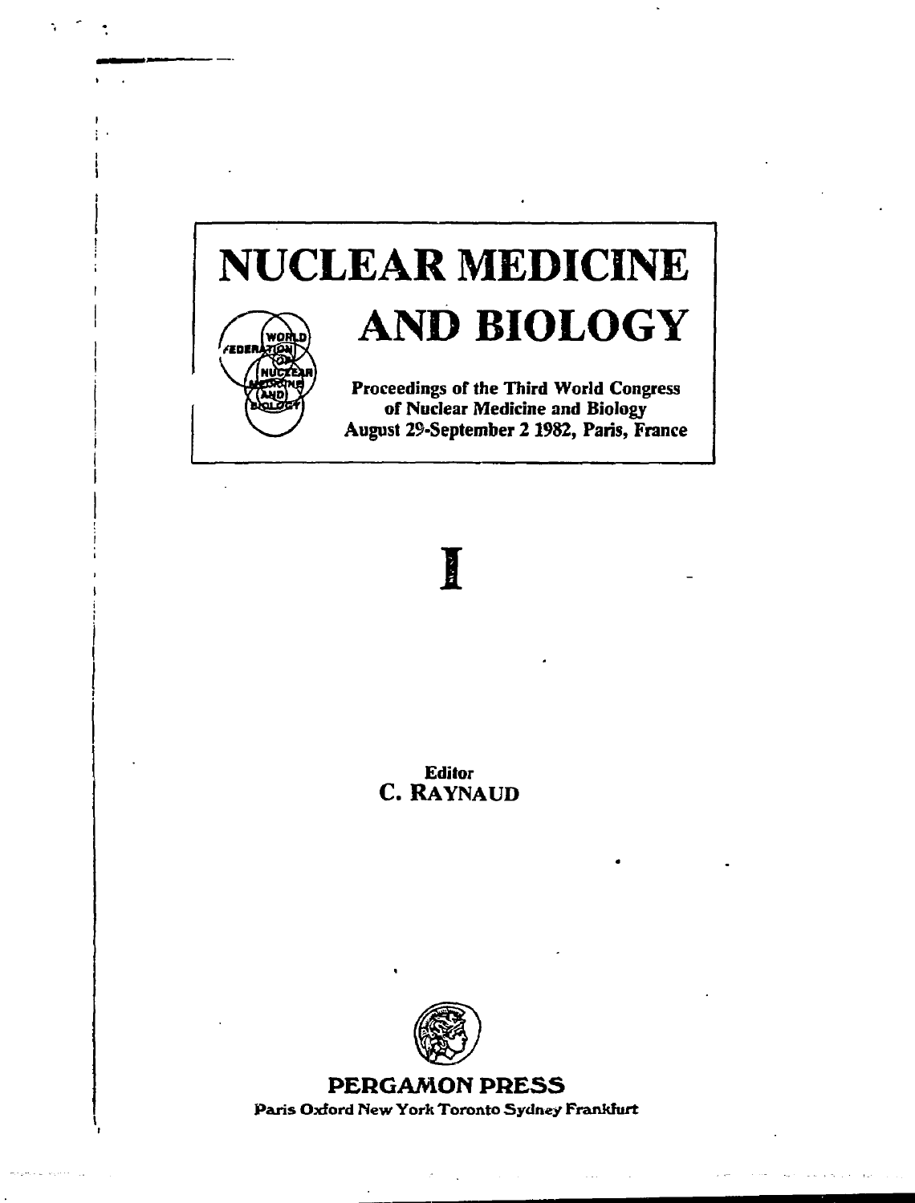# NUCLEAR MEDICINE AND BIOLOGY

Proceedings of the Third World Congress of Nuclear Medicine and Biology
August 29-September 2 1982, Paris, France

# I

Editor
C. RAYNAUD

PERGAMON PRESS
Paris Oxford New York Toronto Sydney Frankfurt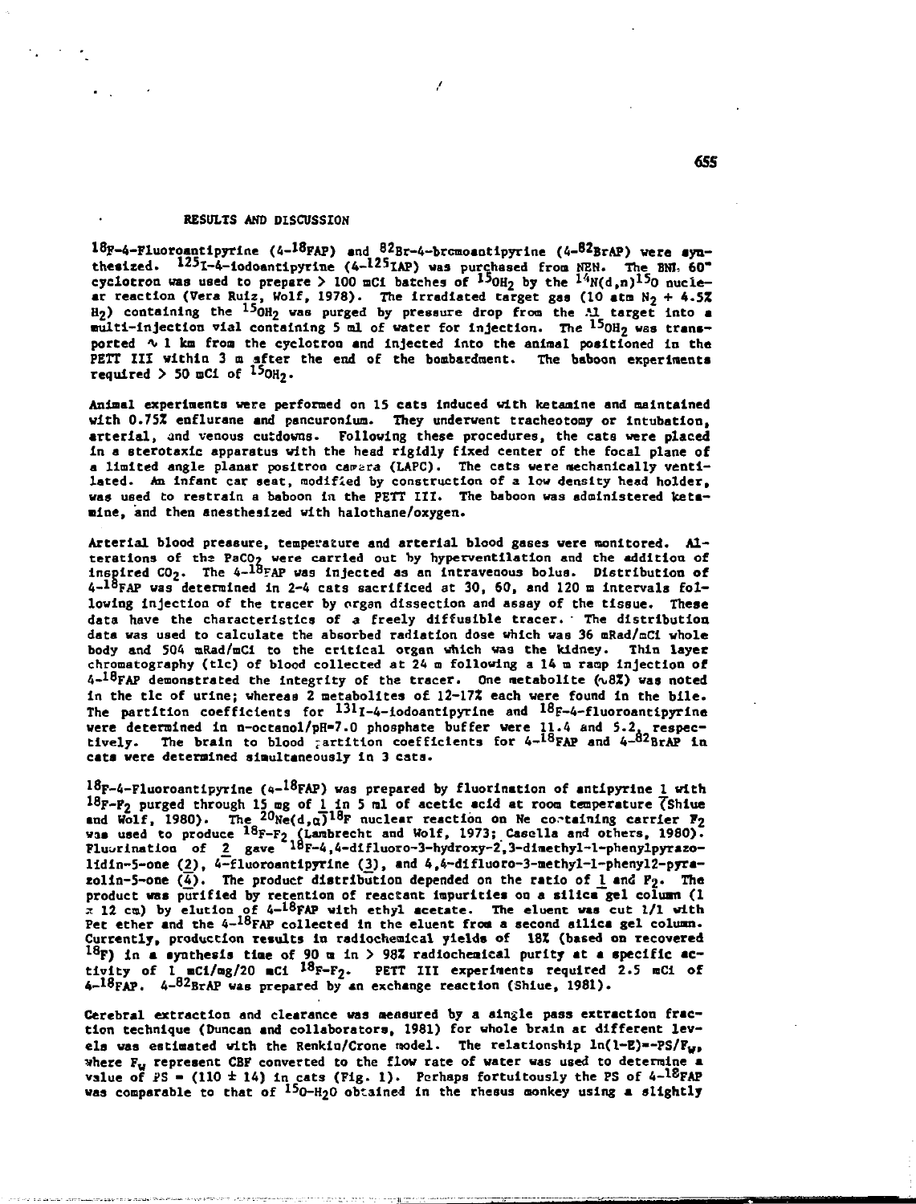## RESULTS AND DISCUSSION

$^{18}$F-4-Fluoroantipyrine (4-$^{18}$FAP) and $^{82}$Br-4-bromoantipyrine (4-$^{82}$BrAP) were synthesized. $^{125}$I-4-iodoantipyrine (4-$^{125}$IAP) was purchased from NEN. The BNL 60" cyclotron was used to prepare > 100 mCi batches of $^{15}OH_2$ by the $^{14}$N(d,n)$^{15}$O nuclear reaction (Vera Ruiz, Wolf, 1978). The irradiated target gas (10 atm $N_2$ + 4.5% $H_2$) containing the $^{15}OH_2$ was purged by pressure drop from the Al target into a multi-injection vial containing 5 ml of water for injection. The $^{15}OH_2$ was transported ~ 1 km from the cyclotron and injected into the animal positioned in the PETT III within 3 m after the end of the bombardment. The baboon experiments required > 50 mCi of $^{15}OH_2$.

Animal experiments were performed on 15 cats induced with ketamine and maintained with 0.75% enflurane and pancuronium. They underwent tracheotomy or intubation, arterial, and venous cutdowns. Following these procedures, the cats were placed in a sterotaxic apparatus with the head rigidly fixed center of the focal plane of a limited angle planar positron camera (LAPC). The cats were mechanically ventilated. An infant car seat, modified by construction of a low density head holder, was used to restrain a baboon in the PETT III. The baboon was administered ketamine, and then anesthesized with halothane/oxygen.

Arterial blood pressure, temperature and arterial blood gases were monitored. Alterations of the $PaCO_2$ were carried out by hyperventilation and the addition of inspired $CO_2$. The 4-$^{18}$FAP was injected as an intravenous bolus. Distribution of 4-$^{18}$FAP was determined in 2-4 cats sacrificed at 30, 60, and 120 m intervals following injection of the tracer by organ dissection and assay of the tissue. These data have the characteristics of a freely diffusible tracer. The distribution data was used to calculate the absorbed radiation dose which was 36 mRad/mCi whole body and 504 mRad/mCi to the critical organ which was the kidney. Thin layer chromatography (tlc) of blood collected at 24 m following a 14 m ramp injection of 4-$^{18}$FAP demonstrated the integrity of the tracer. One metabolite (~8%) was noted in the tlc of urine; whereas 2 metabolites of 12-17% each were found in the bile. The partition coefficients for $^{131}$I-4-iodoantipyrine and $^{18}$F-4-fluoroantipyrine were determined in n-octanol/pH=7.0 phosphate buffer were 11.4 and 5.2, respectively. The brain to blood partition coefficients for 4-$^{18}$FAP and 4-$^{82}$BrAP in cats were determined simultaneously in 3 cats.

$^{18}$F-4-Fluoroantipyrine (4-$^{18}$FAP) was prepared by fluorination of antipyrine 1 with $^{18}F$-$F_2$ purged through 15 mg of 1 in 5 ml of acetic acid at room temperature (Shiue and Wolf, 1980). The $^{20}$Ne(d,α)$^{18}$F nuclear reaction on Ne containing carrier $F_2$ was used to produce $^{18}F$-$F_2$ (Lambrecht and Wolf, 1973; Casella and others, 1980). Fluorination of 2 gave $^{18}$F-4,4-difluoro-3-hydroxy-2,3-dimethyl-1-phenylpyrazolidin-5-one (2), 4-fluoroantipyrine (3), and 4,4-difluoro-3-methyl-1-phenyl2-pyrazolin-5-one (4). The product distribution depended on the ratio of 1 and $F_2$. The product was purified by retention of reactant impurities on a silica gel column (1 x 12 cm) by elution of 4-$^{18}$FAP with ethyl acetate. The eluent was cut 1/1 with Pet ether and the 4-$^{18}$FAP collected in the eluent from a second silica gel column. Currently, production results in radiochemical yields of 18% (based on recovered $^{18}$F) in a synthesis time of 90 m in > 98% radiochemical purity at a specific activity of 1 mCi/mg/20 mCi $^{18}F$-$F_2$. PETT III experiments required 2.5 mCi of 4-$^{18}$FAP. 4-$^{82}$BrAP was prepared by an exchange reaction (Shiue, 1981).

Cerebral extraction and clearance was measured by a single pass extraction fraction technique (Duncan and collaborators, 1981) for whole brain at different levels was estimated with the Renkin/Crone model. The relationship $\ln(1-E) = -PS/F_w$, where $F_w$ represent CBF converted to the flow rate of water was used to determine a value of PS = (110 ± 14) in cats (Fig. 1). Perhaps fortuitously the PS of 4-$^{18}$FAP was comparable to that of $^{15}O$-$H_2O$ obtained in the rhesus monkey using a slightly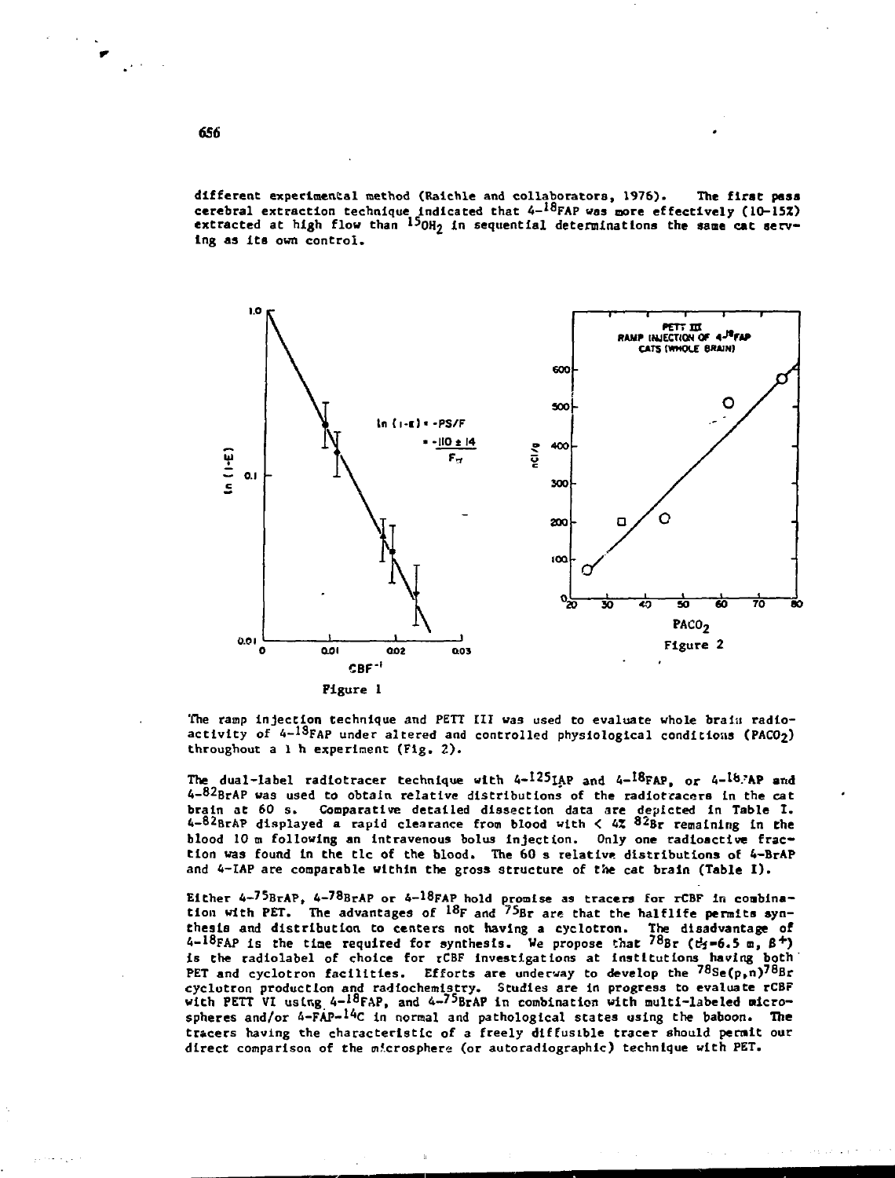different experimental method (Raichle and collaborators, 1976). The first pass cerebral extraction technique indicated that 4-$^{18}$FAP was more effectively (10-15%) extracted at high flow than $^{15}OH_2$ in sequential determinations the same cat serving as its own control.

Figure 1

Figure 2

The ramp injection technique and PETT III was used to evaluate whole brain radioactivity of 4-$^{18}$FAP under altered and controlled physiological conditions ($PACO_2$) throughout a 1 h experiment (Fig. 2).

The dual-label radiotracer technique with 4-$^{125}$IAP and 4-$^{18}$FAP, or 4-$^{18}$FAP and 4-$^{82}$BrAP was used to obtain relative distributions of the radiotracers in the cat brain at 60 s. Comparative detailed dissection data are depicted in Table I. 4-$^{82}$BrAP displayed a rapid clearance from blood with < 4% $^{82}$Br remaining in the blood 10 m following an intravenous bolus injection. Only one radioactive fraction was found in the tlc of the blood. The 60 s relative distributions of 4-BrAP and 4-IAP are comparable within the gross structure of the cat brain (Table I).

Either 4-$^{75}$BrAP, 4-$^{78}$BrAP or 4-$^{18}$FAP hold promise as tracers for rCBF in combination with PET. The advantages of $^{18}$F and $^{75}$Br are that the halflife permits synthesis and distribution to centers not having a cyclotron. The disadvantage of 4-$^{18}$FAP is the time required for synthesis. We propose that $^{78}$Br ($t_{½}$=6.5 m, $\beta^+$) is the radiolabel of choice for rCBF investigations at institutions having both PET and cyclotron facilities. Efforts are underway to develop the $^{78}$Se(p,n)$^{78}$Br cyclotron production and radiochemistry. Studies are in progress to evaluate rCBF with PETT VI using 4-$^{18}$FAP, and 4-$^{75}$BrAP in combination with multi-labeled microspheres and/or 4-FAP-$^{14}$C in normal and pathological states using the baboon. The tracers having the characteristic of a freely diffusible tracer should permit our direct comparison of the microsphere (or autoradiographic) technique with PET.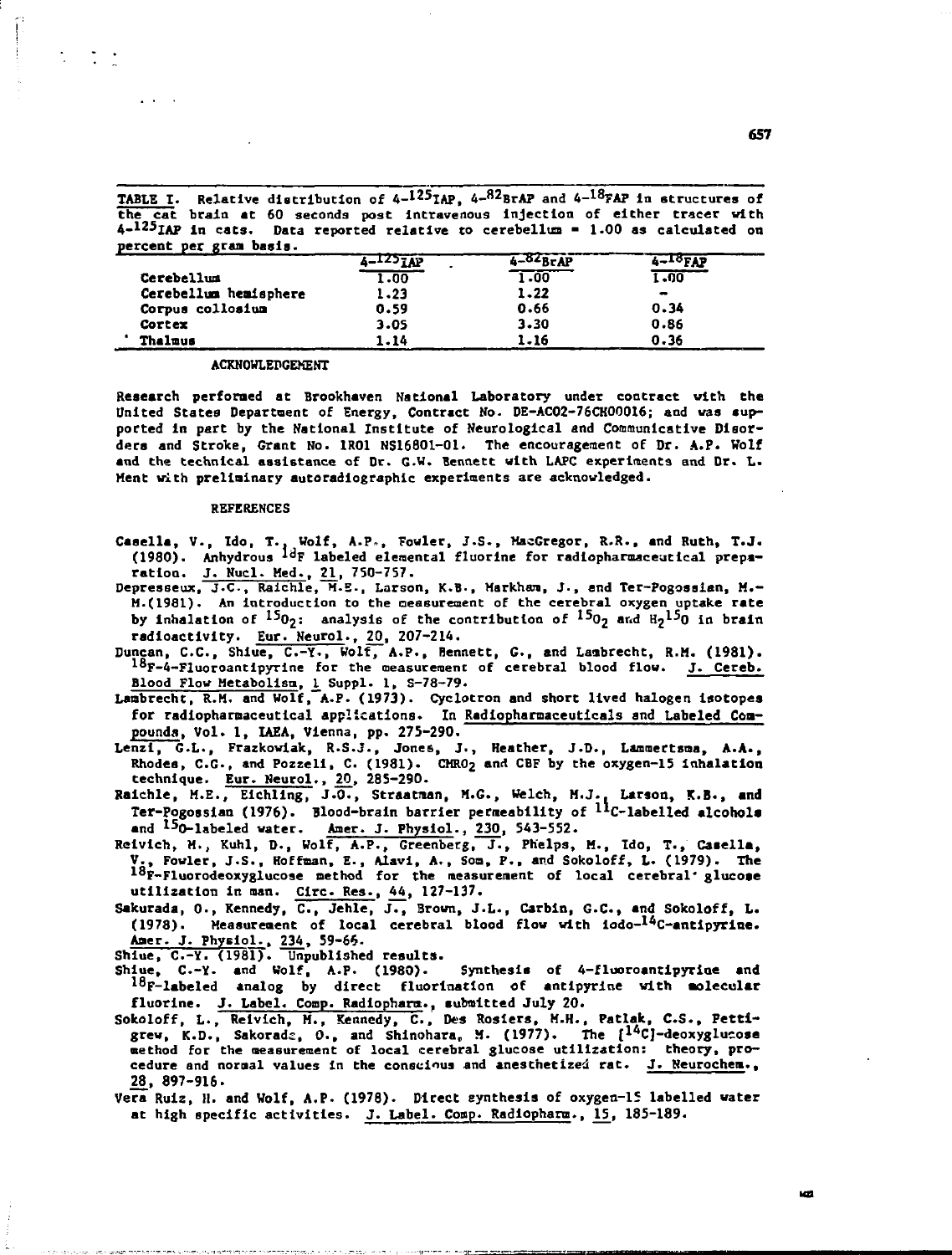TABLE I. Relative distribution of 4-$^{125}$IAP, 4-$^{82}$BrAP and 4-$^{18}$FAP in structures of the cat brain at 60 seconds post intravenous injection of either tracer with 4-$^{125}$IAP in cats. Data reported relative to cerebellum = 1.00 as calculated on percent per gram basis.

| | 4-$^{125}$IAP | 4-$^{82}$BrAP | 4-$^{18}$FAP |
|---|---|---|---|
| Cerebellum | 1.00 | 1.00 | 1.00 |
| Cerebellum hemisphere | 1.23 | 1.22 | - |
| Corpus collosium | 0.59 | 0.66 | 0.34 |
| Cortex | 3.05 | 3.30 | 0.86 |
| Thalmus | 1.14 | 1.16 | 0.36 |

## ACKNOWLEDGEMENT

Research performed at Brookhaven National Laboratory under contract with the United States Department of Energy, Contract No. DE-AC02-76CH00016; and was supported in part by the National Institute of Neurological and Communicative Disorders and Stroke, Grant No. 1R01 NS16801-01. The encouragement of Dr. A.P. Wolf and the technical assistance of Dr. G.W. Bennett with LAPC experiments and Dr. L. Ment with preliminary autoradiographic experiments are acknowledged.

## REFERENCES

Casella, V., Ido, T., Wolf, A.P., Fowler, J.S., MacGregor, R.R., and Ruth, T.J. (1980). Anhydrous $^{18}$F labeled elemental fluorine for radiopharmaceutical preparation. J. Nucl. Med., 21, 750-757.

Depresseux, J.C., Raichle, M.E., Larson, K.B., Markham, J., and Ter-Pogossian, M.M.(1981). An introduction to the measurement of the cerebral oxygen uptake rate by inhalation of $^{15}O_2$: analysis of the contribution of $^{15}O_2$ and $H_2{}^{15}O$ in brain radioactivity. Eur. Neurol., 20, 207-214.

Duncan, C.C., Shiue, C.-Y., Wolf, A.P., Bennett, G., and Lambrecht, R.M. (1981). $^{18}$F-4-Fluoroantipyrine for the measurement of cerebral blood flow. J. Cereb. Blood Flow Metabolism, 1 Suppl. 1, S-78-79.

Lambrecht, R.M. and Wolf, A.P. (1973). Cyclotron and short lived halogen isotopes for radiopharmaceutical applications. In Radiopharmaceuticals and Labeled Compounds, Vol. 1, IAEA, Vienna, pp. 275-290.

Lenzi, G.L., Frazkowiak, R.S.J., Jones, J., Heather, J.D., Lammertsma, A.A., Rhodes, C.G., and Pozzeli, C. (1981). CMRO$_2$ and CBF by the oxygen-15 inhalation technique. Eur. Neurol., 20, 285-290.

Raichle, M.E., Eichling, J.O., Straatman, M.G., Welch, M.J., Larson, K.B., and Ter-Pogossian (1976). Blood-brain barrier permeability of $^{11}$C-labelled alcohols and $^{15}$O-labeled water. Amer. J. Physiol., 230, 543-552.

Reivich, M., Kuhl, D., Wolf, A.P., Greenberg, J., Phelps, M., Ido, T., Casella, V., Fowler, J.S., Hoffman, E., Alavi, A., Som, P., and Sokoloff, L. (1979). The $^{18}$F-Fluorodeoxyglucose method for the measurement of local cerebral glucose utilization in man. Circ. Res., 44, 127-137.

Sakurada, O., Kennedy, C., Jehle, J., Brown, J.L., Carbin, G.C., and Sokoloff, L. (1978). Measurement of local cerebral blood flow with iodo-$^{14}$C-antipyrine. Amer. J. Physiol., 234, 59-66.

Shiue, C.-Y. (1981). Unpublished results.

Shiue, C.-Y. and Wolf, A.P. (1980). Synthesis of 4-fluoroantipyrine and $^{18}$F-labeled analog by direct fluorination of antipyrine with molecular fluorine. J. Label. Comp. Radiopharm., submitted July 20.

Sokoloff, L., Reivich, M., Kennedy, C., Des Rosiers, M.H., Patlak, C.S., Pettigrew, K.D., Sakurada, O., and Shinohara, M. (1977). The [$^{14}$C]-deoxyglucose method for the measurement of local cerebral glucose utilization: theory, procedure and normal values in the conscious and anesthetized rat. J. Neurochem., 28, 897-916.

Vera Ruiz, H. and Wolf, A.P. (1978). Direct synthesis of oxygen-15 labelled water at high specific activities. J. Label. Comp. Radiopharm., 15, 185-189.